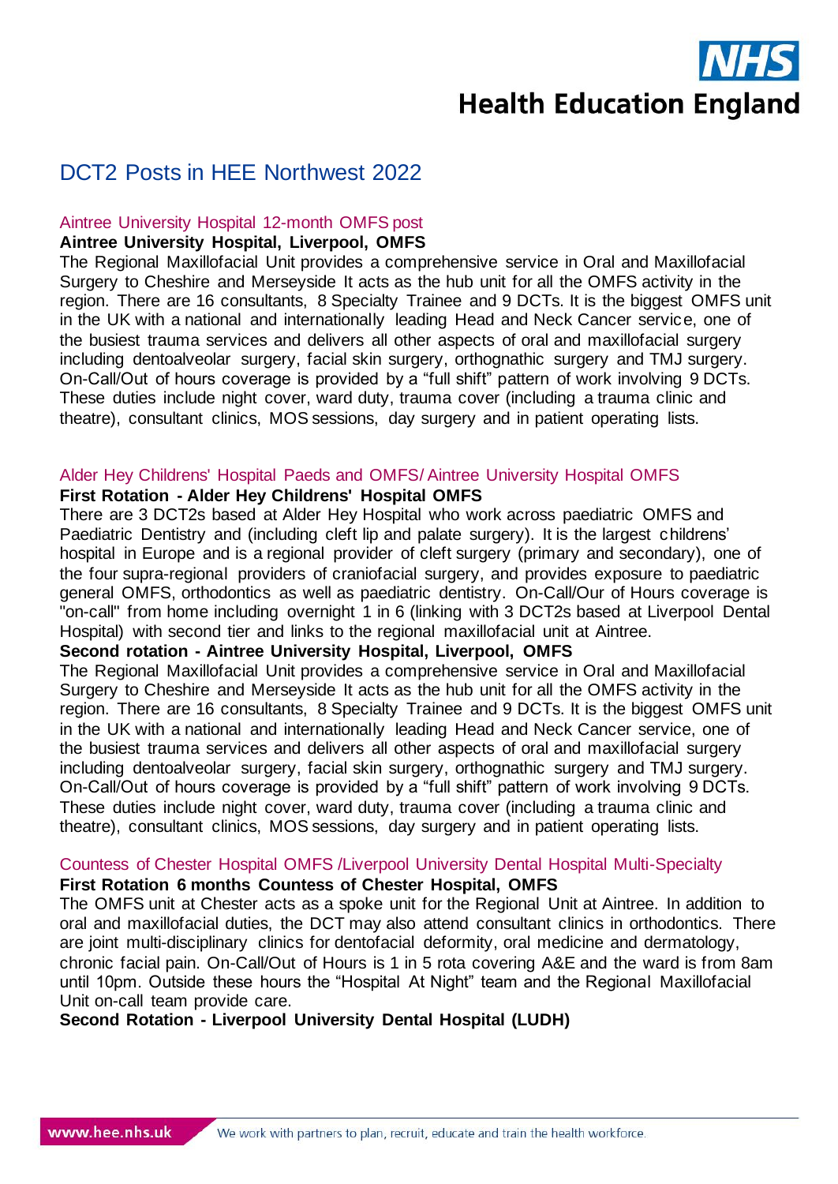# DCT2 Posts in HEE Northwest 2022

## Aintree University Hospital 12-month OMFS post

**Aintree University Hospital, Liverpool, OMFS**

The Regional Maxillofacial Unit provides a comprehensive service in Oral and Maxillofacial Surgery to Cheshire and Merseyside It acts as the hub unit for all the OMFS activity in the region. There are 16 consultants, 8 Specialty Trainee and 9 DCTs. It is the biggest OMFS unit in the UK with a national and internationally leading Head and Neck Cancer service, one of the busiest trauma services and delivers all other aspects of oral and maxillofacial surgery including dentoalveolar surgery, facial skin surgery, orthognathic surgery and TMJ surgery. On-Call/Out of hours coverage is provided by a "full shift" pattern of work involving 9 DCTs. These duties include night cover, ward duty, trauma cover (including a trauma clinic and theatre), consultant clinics, MOS sessions, day surgery and in patient operating lists.

## Alder Hey Childrens' Hospital Paeds and OMFS/ Aintree University Hospital OMFS

**First Rotation - Alder Hey Childrens' Hospital OMFS**

There are 3 DCT2s based at Alder Hey Hospital who work across paediatric OMFS and Paediatric Dentistry and (including cleft lip and palate surgery). It is the largest childrens' hospital in Europe and is a regional provider of cleft surgery (primary and secondary), one of the four supra-regional providers of craniofacial surgery, and provides exposure to paediatric general OMFS, orthodontics as well as paediatric dentistry. On-Call/Our of Hours coverage is "on-call" from home including overnight 1 in 6 (linking with 3 DCT2s based at Liverpool Dental Hospital) with second tier and links to the regional maxillofacial unit at Aintree.

**Second rotation - Aintree University Hospital, Liverpool, OMFS**

The Regional Maxillofacial Unit provides a comprehensive service in Oral and Maxillofacial Surgery to Cheshire and Merseyside It acts as the hub unit for all the OMFS activity in the region. There are 16 consultants, 8 Specialty Trainee and 9 DCTs. It is the biggest OMFS unit in the UK with a national and internationally leading Head and Neck Cancer service, one of the busiest trauma services and delivers all other aspects of oral and maxillofacial surgery including dentoalveolar surgery, facial skin surgery, orthognathic surgery and TMJ surgery. On-Call/Out of hours coverage is provided by a "full shift" pattern of work involving 9 DCTs. These duties include night cover, ward duty, trauma cover (including a trauma clinic and theatre), consultant clinics, MOS sessions, day surgery and in patient operating lists.

## Countess of Chester Hospital OMFS /Liverpool University Dental Hospital Multi-Specialty

**First Rotation 6 months Countess of Chester Hospital, OMFS**

The OMFS unit at Chester acts as a spoke unit for the Regional Unit at Aintree. In addition to oral and maxillofacial duties, the DCT may also attend consultant clinics in orthodontics. There are joint multi-disciplinary clinics for dentofacial deformity, oral medicine and dermatology, chronic facial pain. On-Call/Out of Hours is 1 in 5 rota covering A&E and the ward is from 8am until 10pm. Outside these hours the "Hospital At Night" team and the Regional Maxillofacial Unit on-call team provide care.

**Second Rotation - Liverpool University Dental Hospital (LUDH)**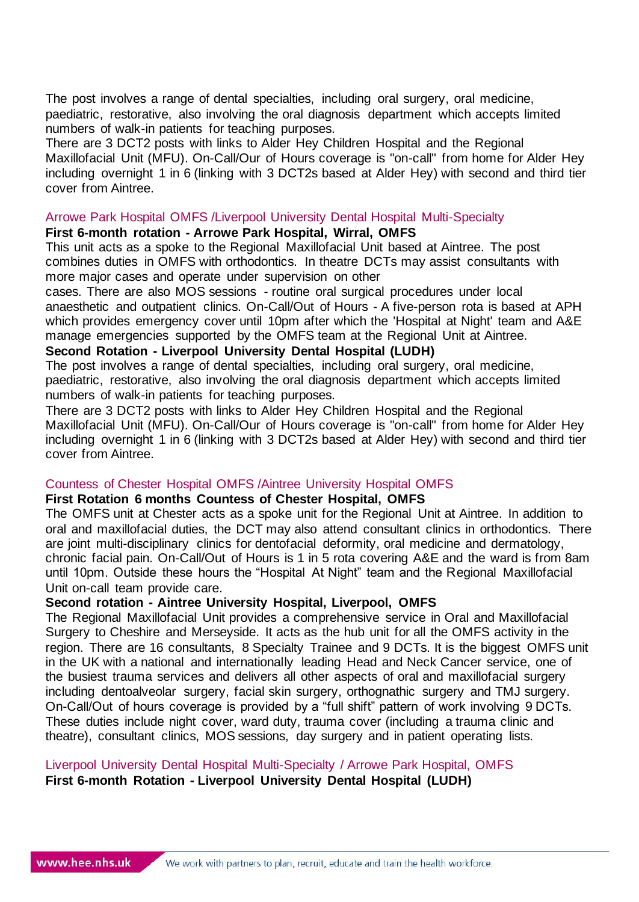The post involves a range of dental specialties, including oral surgery, oral medicine, paediatric, restorative, also involving the oral diagnosis department which accepts limited numbers of walk-in patients for teaching purposes.
There are 3 DCT2 posts with links to Alder Hey Children Hospital and the Regional Maxillofacial Unit (MFU). On-Call/Our of Hours coverage is "on-call" from home for Alder Hey including overnight 1 in 6 (linking with 3 DCT2s based at Alder Hey) with second and third tier cover from Aintree.

## Arrowe Park Hospital OMFS /Liverpool University Dental Hospital Multi-Specialty

**First 6-month rotation - Arrowe Park Hospital, Wirral, OMFS**

This unit acts as a spoke to the Regional Maxillofacial Unit based at Aintree. The post combines duties in OMFS with orthodontics. In theatre DCTs may assist consultants with more major cases and operate under supervision on other cases. There are also MOS sessions - routine oral surgical procedures under local anaesthetic and outpatient clinics. On-Call/Out of Hours - A five-person rota is based at APH which provides emergency cover until 10pm after which the 'Hospital at Night' team and A&E manage emergencies supported by the OMFS team at the Regional Unit at Aintree.

**Second Rotation - Liverpool University Dental Hospital (LUDH)**

The post involves a range of dental specialties, including oral surgery, oral medicine, paediatric, restorative, also involving the oral diagnosis department which accepts limited numbers of walk-in patients for teaching purposes.
There are 3 DCT2 posts with links to Alder Hey Children Hospital and the Regional Maxillofacial Unit (MFU). On-Call/Our of Hours coverage is "on-call" from home for Alder Hey including overnight 1 in 6 (linking with 3 DCT2s based at Alder Hey) with second and third tier cover from Aintree.

## Countess of Chester Hospital OMFS /Aintree University Hospital OMFS

**First Rotation 6 months Countess of Chester Hospital, OMFS**

The OMFS unit at Chester acts as a spoke unit for the Regional Unit at Aintree. In addition to oral and maxillofacial duties, the DCT may also attend consultant clinics in orthodontics. There are joint multi-disciplinary clinics for dentofacial deformity, oral medicine and dermatology, chronic facial pain. On-Call/Out of Hours is 1 in 5 rota covering A&E and the ward is from 8am until 10pm. Outside these hours the "Hospital At Night" team and the Regional Maxillofacial Unit on-call team provide care.

**Second rotation - Aintree University Hospital, Liverpool, OMFS**

The Regional Maxillofacial Unit provides a comprehensive service in Oral and Maxillofacial Surgery to Cheshire and Merseyside. It acts as the hub unit for all the OMFS activity in the region. There are 16 consultants, 8 Specialty Trainee and 9 DCTs. It is the biggest OMFS unit in the UK with a national and internationally leading Head and Neck Cancer service, one of the busiest trauma services and delivers all other aspects of oral and maxillofacial surgery including dentoalveolar surgery, facial skin surgery, orthognathic surgery and TMJ surgery. On-Call/Out of hours coverage is provided by a "full shift" pattern of work involving 9 DCTs. These duties include night cover, ward duty, trauma cover (including a trauma clinic and theatre), consultant clinics, MOS sessions, day surgery and in patient operating lists.

## Liverpool University Dental Hospital Multi-Specialty / Arrowe Park Hospital, OMFS

**First 6-month Rotation - Liverpool University Dental Hospital (LUDH)**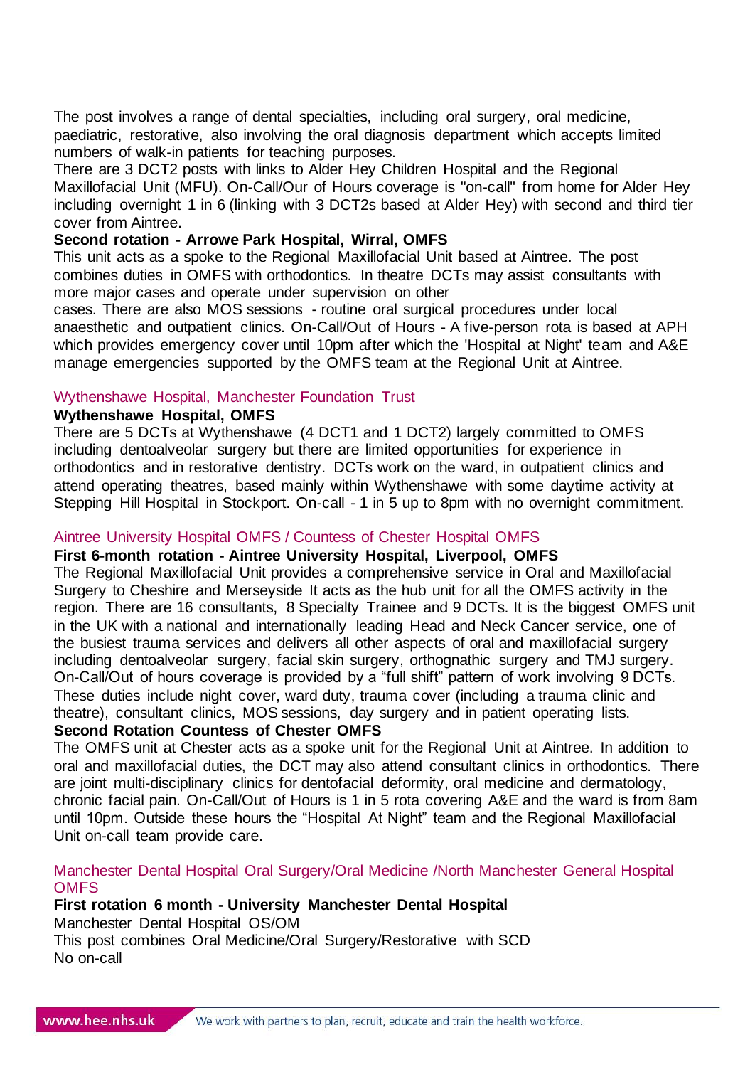The post involves a range of dental specialties, including oral surgery, oral medicine, paediatric, restorative, also involving the oral diagnosis department which accepts limited numbers of walk-in patients for teaching purposes.

There are 3 DCT2 posts with links to Alder Hey Children Hospital and the Regional Maxillofacial Unit (MFU). On-Call/Our of Hours coverage is "on-call" from home for Alder Hey including overnight 1 in 6 (linking with 3 DCT2s based at Alder Hey) with second and third tier cover from Aintree.

**Second rotation - Arrowe Park Hospital, Wirral, OMFS**

This unit acts as a spoke to the Regional Maxillofacial Unit based at Aintree. The post combines duties in OMFS with orthodontics. In theatre DCTs may assist consultants with more major cases and operate under supervision on other cases. There are also MOS sessions - routine oral surgical procedures under local anaesthetic and outpatient clinics. On-Call/Out of Hours - A five-person rota is based at APH which provides emergency cover until 10pm after which the 'Hospital at Night' team and A&E manage emergencies supported by the OMFS team at the Regional Unit at Aintree.

## Wythenshawe Hospital, Manchester Foundation Trust

**Wythenshawe Hospital, OMFS**

There are 5 DCTs at Wythenshawe (4 DCT1 and 1 DCT2) largely committed to OMFS including dentoalveolar surgery but there are limited opportunities for experience in orthodontics and in restorative dentistry. DCTs work on the ward, in outpatient clinics and attend operating theatres, based mainly within Wythenshawe with some daytime activity at Stepping Hill Hospital in Stockport. On-call - 1 in 5 up to 8pm with no overnight commitment.

## Aintree University Hospital OMFS / Countess of Chester Hospital OMFS

**First 6-month rotation - Aintree University Hospital, Liverpool, OMFS**

The Regional Maxillofacial Unit provides a comprehensive service in Oral and Maxillofacial Surgery to Cheshire and Merseyside It acts as the hub unit for all the OMFS activity in the region. There are 16 consultants, 8 Specialty Trainee and 9 DCTs. It is the biggest OMFS unit in the UK with a national and internationally leading Head and Neck Cancer service, one of the busiest trauma services and delivers all other aspects of oral and maxillofacial surgery including dentoalveolar surgery, facial skin surgery, orthognathic surgery and TMJ surgery. On-Call/Out of hours coverage is provided by a “full shift” pattern of work involving 9 DCTs. These duties include night cover, ward duty, trauma cover (including a trauma clinic and theatre), consultant clinics, MOS sessions, day surgery and in patient operating lists.

**Second Rotation Countess of Chester OMFS**

The OMFS unit at Chester acts as a spoke unit for the Regional Unit at Aintree. In addition to oral and maxillofacial duties, the DCT may also attend consultant clinics in orthodontics. There are joint multi-disciplinary clinics for dentofacial deformity, oral medicine and dermatology, chronic facial pain. On-Call/Out of Hours is 1 in 5 rota covering A&E and the ward is from 8am until 10pm. Outside these hours the “Hospital At Night” team and the Regional Maxillofacial Unit on-call team provide care.

## Manchester Dental Hospital Oral Surgery/Oral Medicine /North Manchester General Hospital OMFS

**First rotation 6 month - University Manchester Dental Hospital**

Manchester Dental Hospital OS/OM

This post combines Oral Medicine/Oral Surgery/Restorative with SCD

No on-call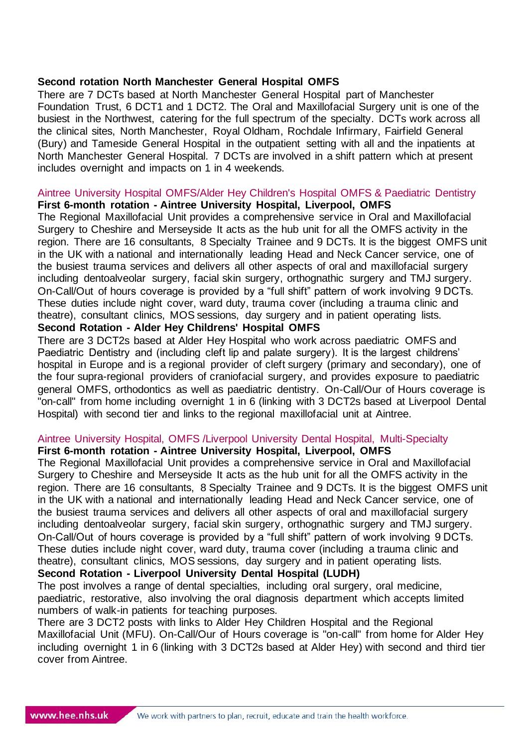**Second rotation North Manchester General Hospital OMFS**

There are 7 DCTs based at North Manchester General Hospital part of Manchester Foundation Trust, 6 DCT1 and 1 DCT2. The Oral and Maxillofacial Surgery unit is one of the busiest in the Northwest, catering for the full spectrum of the specialty. DCTs work across all the clinical sites, North Manchester, Royal Oldham, Rochdale Infirmary, Fairfield General (Bury) and Tameside General Hospital in the outpatient setting with all and the inpatients at North Manchester General Hospital. 7 DCTs are involved in a shift pattern which at present includes overnight and impacts on 1 in 4 weekends.

## Aintree University Hospital OMFS/Alder Hey Children's Hospital OMFS & Paediatric Dentistry

**First 6-month rotation - Aintree University Hospital, Liverpool, OMFS**

The Regional Maxillofacial Unit provides a comprehensive service in Oral and Maxillofacial Surgery to Cheshire and Merseyside It acts as the hub unit for all the OMFS activity in the region. There are 16 consultants, 8 Specialty Trainee and 9 DCTs. It is the biggest OMFS unit in the UK with a national and internationally leading Head and Neck Cancer service, one of the busiest trauma services and delivers all other aspects of oral and maxillofacial surgery including dentoalveolar surgery, facial skin surgery, orthognathic surgery and TMJ surgery. On-Call/Out of hours coverage is provided by a "full shift" pattern of work involving 9 DCTs. These duties include night cover, ward duty, trauma cover (including a trauma clinic and theatre), consultant clinics, MOS sessions, day surgery and in patient operating lists.

**Second Rotation - Alder Hey Childrens' Hospital OMFS**

There are 3 DCT2s based at Alder Hey Hospital who work across paediatric OMFS and Paediatric Dentistry and (including cleft lip and palate surgery). It is the largest childrens' hospital in Europe and is a regional provider of cleft surgery (primary and secondary), one of the four supra-regional providers of craniofacial surgery, and provides exposure to paediatric general OMFS, orthodontics as well as paediatric dentistry. On-Call/Our of Hours coverage is "on-call" from home including overnight 1 in 6 (linking with 3 DCT2s based at Liverpool Dental Hospital) with second tier and links to the regional maxillofacial unit at Aintree.

## Aintree University Hospital, OMFS /Liverpool University Dental Hospital, Multi-Specialty

**First 6-month rotation - Aintree University Hospital, Liverpool, OMFS**

The Regional Maxillofacial Unit provides a comprehensive service in Oral and Maxillofacial Surgery to Cheshire and Merseyside It acts as the hub unit for all the OMFS activity in the region. There are 16 consultants, 8 Specialty Trainee and 9 DCTs. It is the biggest OMFS unit in the UK with a national and internationally leading Head and Neck Cancer service, one of the busiest trauma services and delivers all other aspects of oral and maxillofacial surgery including dentoalveolar surgery, facial skin surgery, orthognathic surgery and TMJ surgery. On-Call/Out of hours coverage is provided by a "full shift" pattern of work involving 9 DCTs. These duties include night cover, ward duty, trauma cover (including a trauma clinic and theatre), consultant clinics, MOS sessions, day surgery and in patient operating lists.

**Second Rotation - Liverpool University Dental Hospital (LUDH)**

The post involves a range of dental specialties, including oral surgery, oral medicine, paediatric, restorative, also involving the oral diagnosis department which accepts limited numbers of walk-in patients for teaching purposes.

There are 3 DCT2 posts with links to Alder Hey Children Hospital and the Regional Maxillofacial Unit (MFU). On-Call/Our of Hours coverage is "on-call" from home for Alder Hey including overnight 1 in 6 (linking with 3 DCT2s based at Alder Hey) with second and third tier cover from Aintree.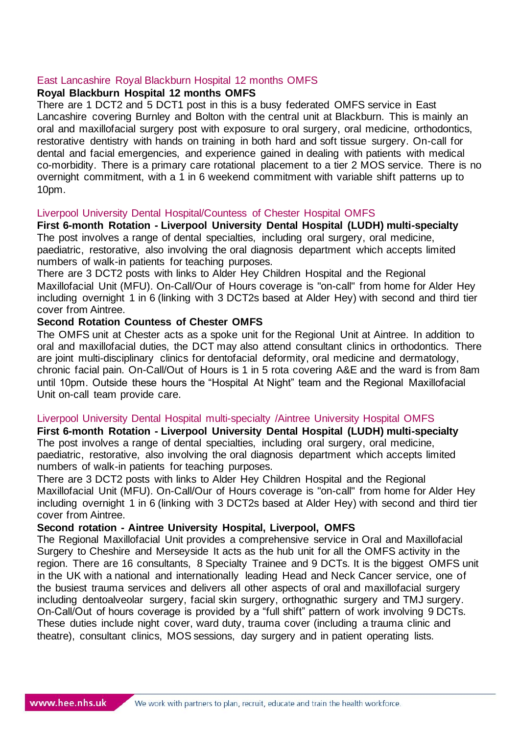## East Lancashire Royal Blackburn Hospital 12 months OMFS

**Royal Blackburn Hospital 12 months OMFS**

There are 1 DCT2 and 5 DCT1 post in this is a busy federated OMFS service in East Lancashire covering Burnley and Bolton with the central unit at Blackburn. This is mainly an oral and maxillofacial surgery post with exposure to oral surgery, oral medicine, orthodontics, restorative dentistry with hands on training in both hard and soft tissue surgery. On-call for dental and facial emergencies, and experience gained in dealing with patients with medical co-morbidity. There is a primary care rotational placement to a tier 2 MOS service. There is no overnight commitment, with a 1 in 6 weekend commitment with variable shift patterns up to 10pm.

## Liverpool University Dental Hospital/Countess of Chester Hospital OMFS

**First 6-month Rotation - Liverpool University Dental Hospital (LUDH) multi-specialty**

The post involves a range of dental specialties, including oral surgery, oral medicine, paediatric, restorative, also involving the oral diagnosis department which accepts limited numbers of walk-in patients for teaching purposes.

There are 3 DCT2 posts with links to Alder Hey Children Hospital and the Regional Maxillofacial Unit (MFU). On-Call/Our of Hours coverage is "on-call" from home for Alder Hey including overnight 1 in 6 (linking with 3 DCT2s based at Alder Hey) with second and third tier cover from Aintree.

**Second Rotation Countess of Chester OMFS**

The OMFS unit at Chester acts as a spoke unit for the Regional Unit at Aintree. In addition to oral and maxillofacial duties, the DCT may also attend consultant clinics in orthodontics. There are joint multi-disciplinary clinics for dentofacial deformity, oral medicine and dermatology, chronic facial pain. On-Call/Out of Hours is 1 in 5 rota covering A&E and the ward is from 8am until 10pm. Outside these hours the “Hospital At Night” team and the Regional Maxillofacial Unit on-call team provide care.

## Liverpool University Dental Hospital multi-specialty /Aintree University Hospital OMFS

**First 6-month Rotation - Liverpool University Dental Hospital (LUDH) multi-specialty**

The post involves a range of dental specialties, including oral surgery, oral medicine, paediatric, restorative, also involving the oral diagnosis department which accepts limited numbers of walk-in patients for teaching purposes.

There are 3 DCT2 posts with links to Alder Hey Children Hospital and the Regional Maxillofacial Unit (MFU). On-Call/Our of Hours coverage is "on-call" from home for Alder Hey including overnight 1 in 6 (linking with 3 DCT2s based at Alder Hey) with second and third tier cover from Aintree.

**Second rotation - Aintree University Hospital, Liverpool, OMFS**

The Regional Maxillofacial Unit provides a comprehensive service in Oral and Maxillofacial Surgery to Cheshire and Merseyside It acts as the hub unit for all the OMFS activity in the region. There are 16 consultants, 8 Specialty Trainee and 9 DCTs. It is the biggest OMFS unit in the UK with a national and internationally leading Head and Neck Cancer service, one of the busiest trauma services and delivers all other aspects of oral and maxillofacial surgery including dentoalveolar surgery, facial skin surgery, orthognathic surgery and TMJ surgery. On-Call/Out of hours coverage is provided by a “full shift” pattern of work involving 9 DCTs. These duties include night cover, ward duty, trauma cover (including a trauma clinic and theatre), consultant clinics, MOS sessions, day surgery and in patient operating lists.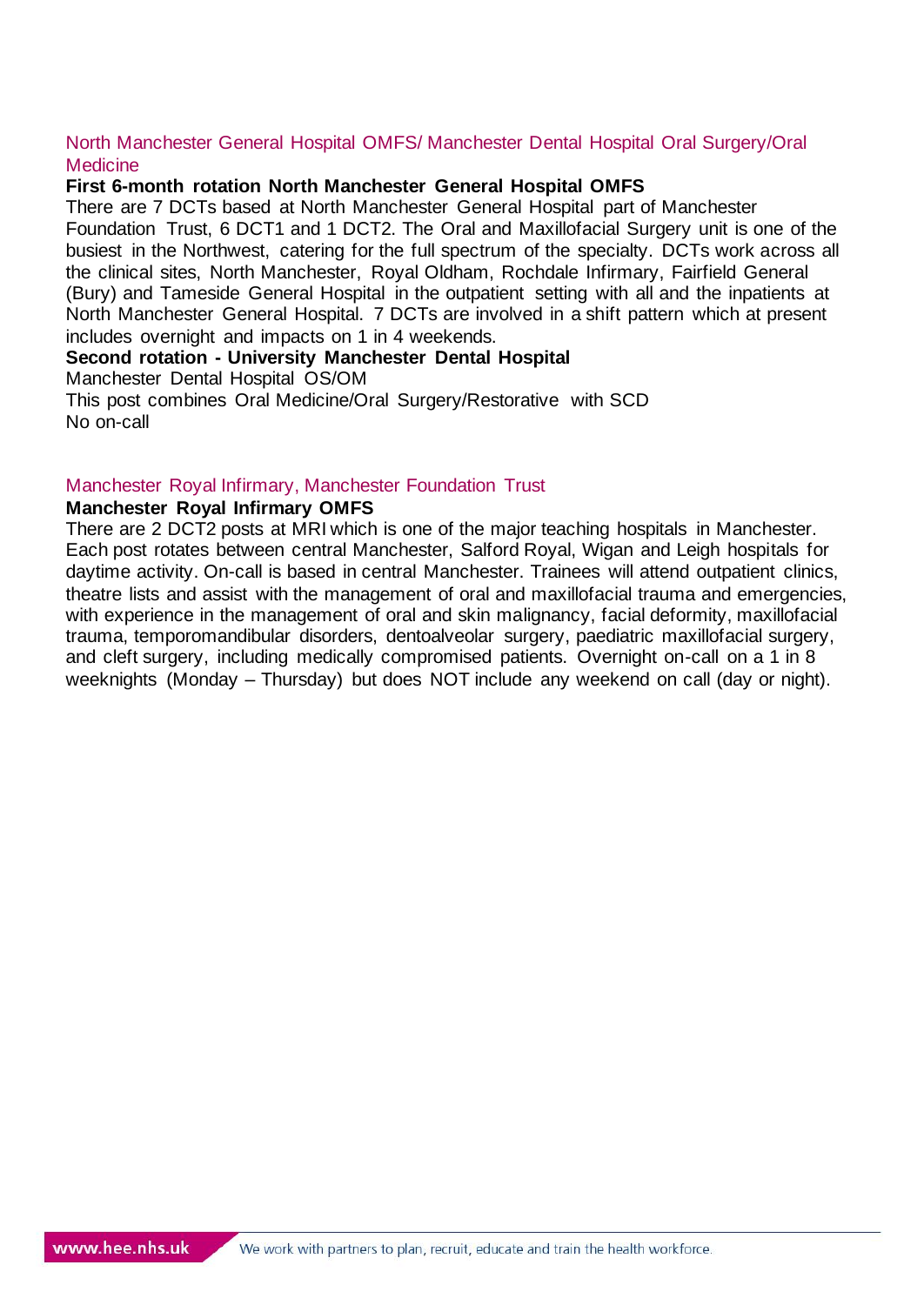## North Manchester General Hospital OMFS/ Manchester Dental Hospital Oral Surgery/Oral Medicine

**First 6-month rotation North Manchester General Hospital OMFS**

There are 7 DCTs based at North Manchester General Hospital part of Manchester Foundation Trust, 6 DCT1 and 1 DCT2. The Oral and Maxillofacial Surgery unit is one of the busiest in the Northwest, catering for the full spectrum of the specialty. DCTs work across all the clinical sites, North Manchester, Royal Oldham, Rochdale Infirmary, Fairfield General (Bury) and Tameside General Hospital in the outpatient setting with all and the inpatients at North Manchester General Hospital. 7 DCTs are involved in a shift pattern which at present includes overnight and impacts on 1 in 4 weekends.

**Second rotation - University Manchester Dental Hospital**

Manchester Dental Hospital OS/OM

This post combines Oral Medicine/Oral Surgery/Restorative with SCD

No on-call

## Manchester Royal Infirmary, Manchester Foundation Trust

**Manchester Royal Infirmary OMFS**

There are 2 DCT2 posts at MRI which is one of the major teaching hospitals in Manchester. Each post rotates between central Manchester, Salford Royal, Wigan and Leigh hospitals for daytime activity. On-call is based in central Manchester. Trainees will attend outpatient clinics, theatre lists and assist with the management of oral and maxillofacial trauma and emergencies, with experience in the management of oral and skin malignancy, facial deformity, maxillofacial trauma, temporomandibular disorders, dentoalveolar surgery, paediatric maxillofacial surgery, and cleft surgery, including medically compromised patients. Overnight on-call on a 1 in 8 weeknights (Monday – Thursday) but does NOT include any weekend on call (day or night).